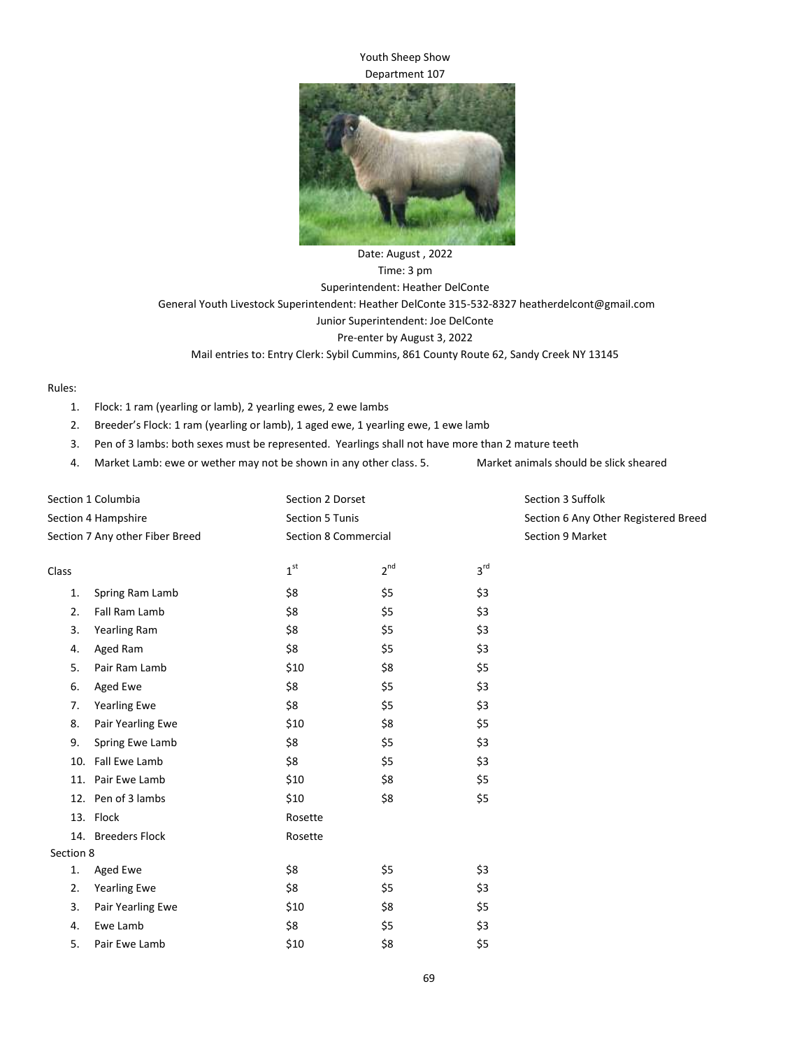# Youth Sheep Show

## Department 107

Date: August , 2022

Time: 3 pm

Superintendent: Heather DelConte

General Youth Livestock Superintendent: Heather DelConte 315-532-8327 heatherdelcont@gmail.com

Junior Superintendent: Joe DelConte

Pre-enter by August 3, 2022

Mail entries to: Entry Clerk: Sybil Cummins, 861 County Route 62, Sandy Creek NY 13145

Rules:

1. Flock: 1 ram (yearling or lamb), 2 yearling ewes, 2 ewe lambs
2. Breeder's Flock: 1 ram (yearling or lamb), 1 aged ewe, 1 yearling ewe, 1 ewe lamb
3. Pen of 3 lambs: both sexes must be represented. Yearlings shall not have more than 2 mature teeth
4. Market Lamb: ewe or wether may not be shown in any other class.
5. Market animals should be slick sheared

Section 1 Columbia
Section 2 Dorset
Section 3 Suffolk
Section 4 Hampshire
Section 5 Tunis
Section 6 Any Other Registered Breed
Section 7 Any other Fiber Breed
Section 8 Commercial
Section 9 Market

| Class | 1st | 2nd | 3rd |
|---|---|---|---|
| 1. Spring Ram Lamb | $8 | $5 | $3 |
| 2. Fall Ram Lamb | $8 | $5 | $3 |
| 3. Yearling Ram | $8 | $5 | $3 |
| 4. Aged Ram | $8 | $5 | $3 |
| 5. Pair Ram Lamb | $10 | $8 | $5 |
| 6. Aged Ewe | $8 | $5 | $3 |
| 7. Yearling Ewe | $8 | $5 | $3 |
| 8. Pair Yearling Ewe | $10 | $8 | $5 |
| 9. Spring Ewe Lamb | $8 | $5 | $3 |
| 10. Fall Ewe Lamb | $8 | $5 | $3 |
| 11. Pair Ewe Lamb | $10 | $8 | $5 |
| 12. Pen of 3 lambs | $10 | $8 | $5 |
| 13. Flock | Rosette | | |
| 14. Breeders Flock | Rosette | | |

Section 8

| Class | 1st | 2nd | 3rd |
|---|---|---|---|
| 1. Aged Ewe | $8 | $5 | $3 |
| 2. Yearling Ewe | $8 | $5 | $3 |
| 3. Pair Yearling Ewe | $10 | $8 | $5 |
| 4. Ewe Lamb | $8 | $5 | $3 |
| 5. Pair Ewe Lamb | $10 | $8 | $5 |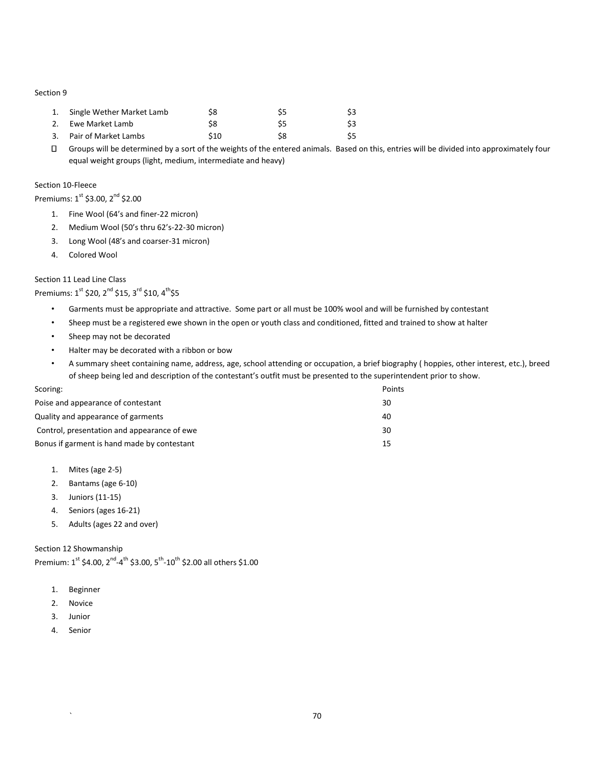Section 9

| | | | |
|---|---|---|---|
| 1. Single Wether Market Lamb | $8 | $5 | $3 |
| 2. Ewe Market Lamb | $8 | $5 | $3 |
| 3. Pair of Market Lambs | $10 | $8 | $5 |

- Groups will be determined by a sort of the weights of the entered animals. Based on this, entries will be divided into approximately four equal weight groups (light, medium, intermediate and heavy)

Section 10-Fleece

Premiums: 1st $3.00, 2nd $2.00

1. Fine Wool (64's and finer-22 micron)
2. Medium Wool (50's thru 62's-22-30 micron)
3. Long Wool (48's and coarser-31 micron)
4. Colored Wool

Section 11 Lead Line Class

Premiums: 1st $20, 2nd $15, 3rd $10, 4th $5

- Garments must be appropriate and attractive. Some part or all must be 100% wool and will be furnished by contestant
- Sheep must be a registered ewe shown in the open or youth class and conditioned, fitted and trained to show at halter
- Sheep may not be decorated
- Halter may be decorated with a ribbon or bow
- A summary sheet containing name, address, age, school attending or occupation, a brief biography ( hoppies, other interest, etc.), breed of sheep being led and description of the contestant's outfit must be presented to the superintendent prior to show.

| Scoring: | Points |
|---|---|
| Poise and appearance of contestant | 30 |
| Quality and appearance of garments | 40 |
| Control, presentation and appearance of ewe | 30 |
| Bonus if garment is hand made by contestant | 15 |

1. Mites (age 2-5)
2. Bantams (age 6-10)
3. Juniors (11-15)
4. Seniors (ages 16-21)
5. Adults (ages 22 and over)

Section 12 Showmanship

Premium: 1st $4.00, 2nd-4th $3.00, 5th-10th $2.00 all others $1.00

1. Beginner
2. Novice
3. Junior
4. Senior